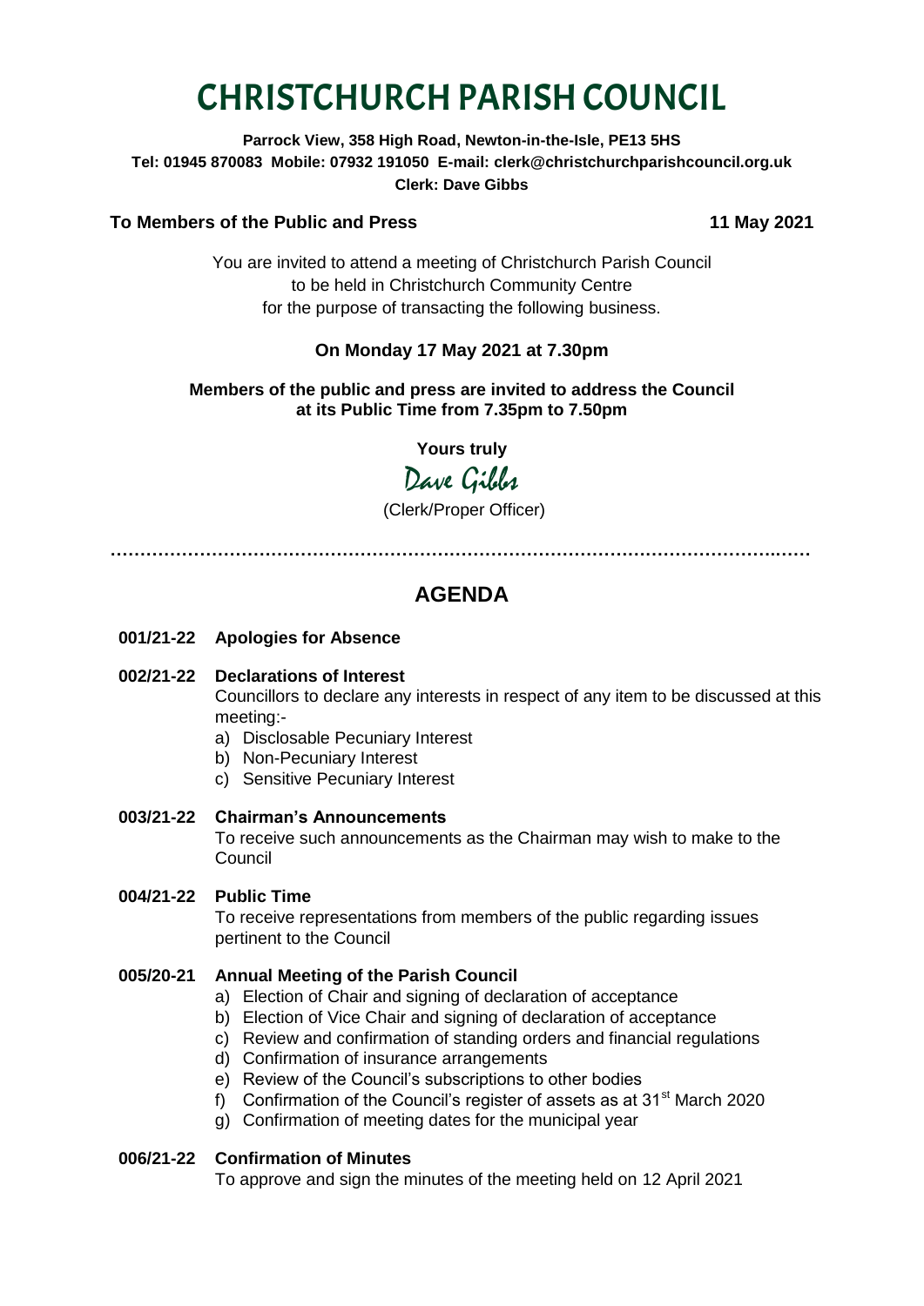# CHRISTCHURCH PARISH COUNCIL

**Parrock View, 358 High Road, Newton-in-the-Isle, PE13 5HS**
**Tel: 01945 870083 Mobile: 07932 191050 E-mail: clerk@christchurchparishcouncil.org.uk**
**Clerk: Dave Gibbs**

**To Members of the Public and Press** **11 May 2021**

You are invited to attend a meeting of Christchurch Parish Council to be held in Christchurch Community Centre for the purpose of transacting the following business.

**On Monday 17 May 2021 at 7.30pm**

**Members of the public and press are invited to address the Council at its Public Time from 7.35pm to 7.50pm**

**Yours truly**

Dave Gibbs

(Clerk/Proper Officer)

---

## AGENDA

**001/21-22 Apologies for Absence**

**002/21-22 Declarations of Interest**

Councillors to declare any interests in respect of any item to be discussed at this meeting:-

a) Disclosable Pecuniary Interest
b) Non-Pecuniary Interest
c) Sensitive Pecuniary Interest

**003/21-22 Chairman's Announcements**

To receive such announcements as the Chairman may wish to make to the Council

**004/21-22 Public Time**

To receive representations from members of the public regarding issues pertinent to the Council

**005/20-21 Annual Meeting of the Parish Council**

a) Election of Chair and signing of declaration of acceptance
b) Election of Vice Chair and signing of declaration of acceptance
c) Review and confirmation of standing orders and financial regulations
d) Confirmation of insurance arrangements
e) Review of the Council's subscriptions to other bodies
f) Confirmation of the Council's register of assets as at 31st March 2020
g) Confirmation of meeting dates for the municipal year

**006/21-22 Confirmation of Minutes**

To approve and sign the minutes of the meeting held on 12 April 2021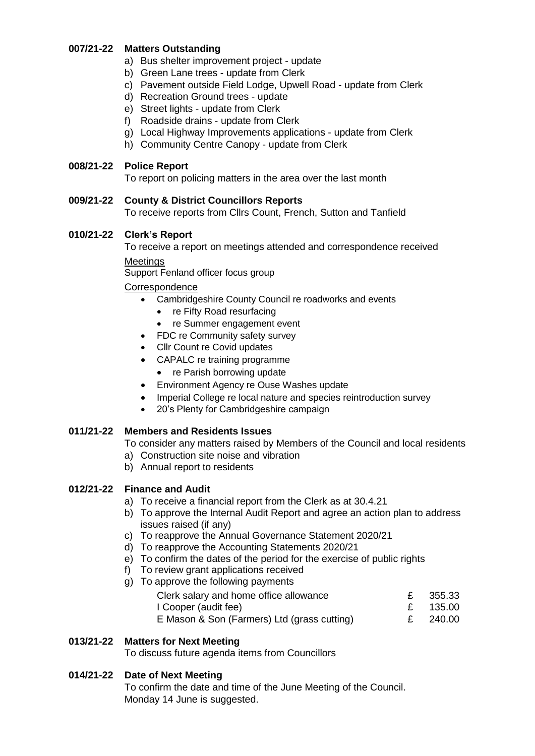**007/21-22 Matters Outstanding**

a) Bus shelter improvement project - update
b) Green Lane trees - update from Clerk
c) Pavement outside Field Lodge, Upwell Road - update from Clerk
d) Recreation Ground trees - update
e) Street lights - update from Clerk
f) Roadside drains - update from Clerk
g) Local Highway Improvements applications - update from Clerk
h) Community Centre Canopy - update from Clerk

**008/21-22 Police Report**

To report on policing matters in the area over the last month

**009/21-22 County & District Councillors Reports**

To receive reports from Cllrs Count, French, Sutton and Tanfield

**010/21-22 Clerk's Report**

To receive a report on meetings attended and correspondence received

Meetings

Support Fenland officer focus group

Correspondence

- Cambridgeshire County Council re roadworks and events
  - re Fifty Road resurfacing
  - re Summer engagement event
- FDC re Community safety survey
- Cllr Count re Covid updates
- CAPALC re training programme
  - re Parish borrowing update
- Environment Agency re Ouse Washes update
- Imperial College re local nature and species reintroduction survey
- 20's Plenty for Cambridgeshire campaign

**011/21-22 Members and Residents Issues**

To consider any matters raised by Members of the Council and local residents

a) Construction site noise and vibration
b) Annual report to residents

**012/21-22 Finance and Audit**

a) To receive a financial report from the Clerk as at 30.4.21
b) To approve the Internal Audit Report and agree an action plan to address issues raised (if any)
c) To reapprove the Annual Governance Statement 2020/21
d) To reapprove the Accounting Statements 2020/21
e) To confirm the dates of the period for the exercise of public rights
f) To review grant applications received
g) To approve the following payments

| | | |
|---|---|---|
| Clerk salary and home office allowance | £ | 355.33 |
| I Cooper (audit fee) | £ | 135.00 |
| E Mason & Son (Farmers) Ltd (grass cutting) | £ | 240.00 |

**013/21-22 Matters for Next Meeting**

To discuss future agenda items from Councillors

**014/21-22 Date of Next Meeting**

To confirm the date and time of the June Meeting of the Council.
Monday 14 June is suggested.